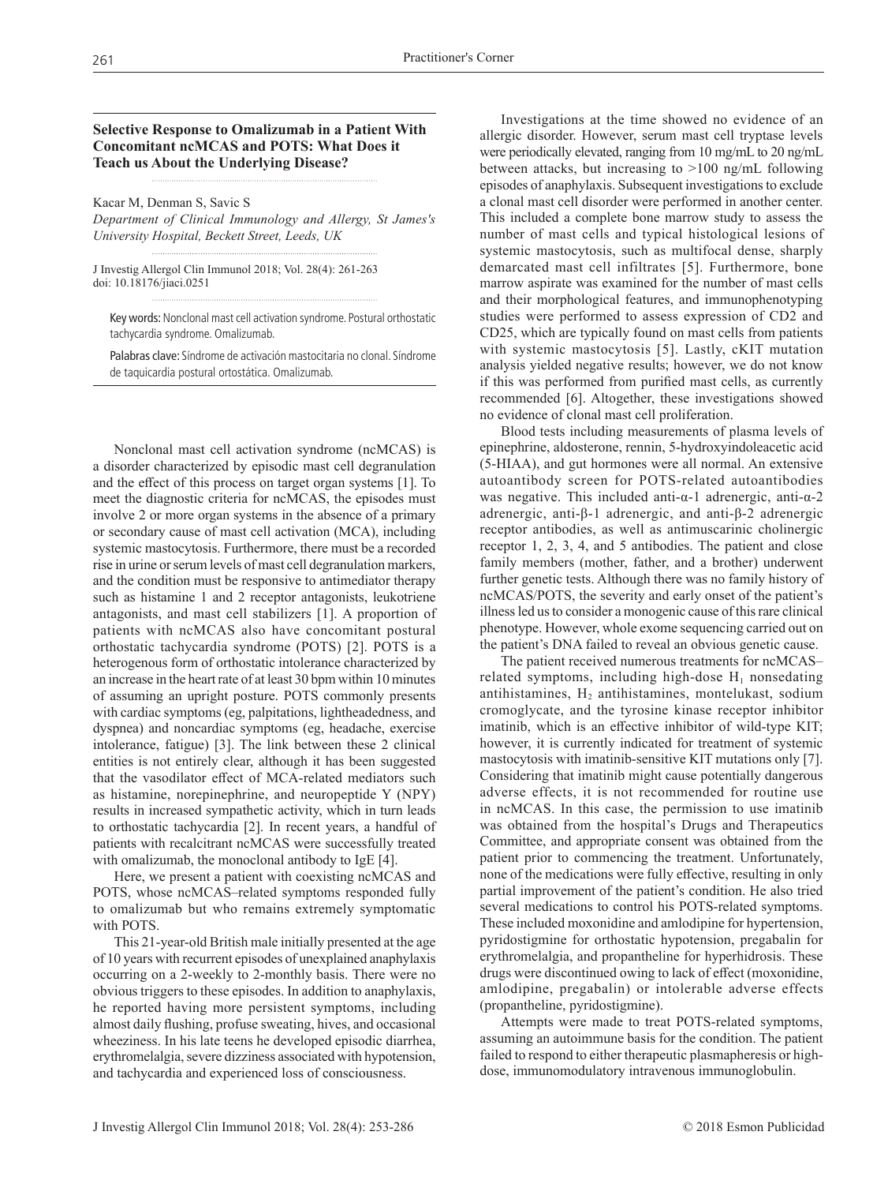## Selective Response to Omalizumab in a Patient With Concomitant ncMCAS and POTS: What Does it Teach us About the Underlying Disease?

Kacar M, Denman S, Savic S

*Department of Clinical Immunology and Allergy, St James's University Hospital, Beckett Street, Leeds, UK*

J Investig Allergol Clin Immunol 2018; Vol. 28(4): 261-263
doi: 10.18176/jiaci.0251

Key words: Nonclonal mast cell activation syndrome. Postural orthostatic tachycardia syndrome. Omalizumab.

Palabras clave: Síndrome de activación mastocitaria no clonal. Síndrome de taquicardia postural ortostática. Omalizumab.

Nonclonal mast cell activation syndrome (ncMCAS) is a disorder characterized by episodic mast cell degranulation and the effect of this process on target organ systems [1]. To meet the diagnostic criteria for ncMCAS, the episodes must involve 2 or more organ systems in the absence of a primary or secondary cause of mast cell activation (MCA), including systemic mastocytosis. Furthermore, there must be a recorded rise in urine or serum levels of mast cell degranulation markers, and the condition must be responsive to antimediator therapy such as histamine 1 and 2 receptor antagonists, leukotriene antagonists, and mast cell stabilizers [1]. A proportion of patients with ncMCAS also have concomitant postural orthostatic tachycardia syndrome (POTS) [2]. POTS is a heterogenous form of orthostatic intolerance characterized by an increase in the heart rate of at least 30 bpm within 10 minutes of assuming an upright posture. POTS commonly presents with cardiac symptoms (eg, palpitations, lightheadedness, and dyspnea) and noncardiac symptoms (eg, headache, exercise intolerance, fatigue) [3]. The link between these 2 clinical entities is not entirely clear, although it has been suggested that the vasodilator effect of MCA-related mediators such as histamine, norepinephrine, and neuropeptide Y (NPY) results in increased sympathetic activity, which in turn leads to orthostatic tachycardia [2]. In recent years, a handful of patients with recalcitrant ncMCAS were successfully treated with omalizumab, the monoclonal antibody to IgE [4].

Here, we present a patient with coexisting ncMCAS and POTS, whose ncMCAS–related symptoms responded fully to omalizumab but who remains extremely symptomatic with POTS.

This 21-year-old British male initially presented at the age of 10 years with recurrent episodes of unexplained anaphylaxis occurring on a 2-weekly to 2-monthly basis. There were no obvious triggers to these episodes. In addition to anaphylaxis, he reported having more persistent symptoms, including almost daily flushing, profuse sweating, hives, and occasional wheeziness. In his late teens he developed episodic diarrhea, erythromelalgia, severe dizziness associated with hypotension, and tachycardia and experienced loss of consciousness.

Investigations at the time showed no evidence of an allergic disorder. However, serum mast cell tryptase levels were periodically elevated, ranging from 10 mg/mL to 20 ng/mL between attacks, but increasing to >100 ng/mL following episodes of anaphylaxis. Subsequent investigations to exclude a clonal mast cell disorder were performed in another center. This included a complete bone marrow study to assess the number of mast cells and typical histological lesions of systemic mastocytosis, such as multifocal dense, sharply demarcated mast cell infiltrates [5]. Furthermore, bone marrow aspirate was examined for the number of mast cells and their morphological features, and immunophenotyping studies were performed to assess expression of CD2 and CD25, which are typically found on mast cells from patients with systemic mastocytosis [5]. Lastly, cKIT mutation analysis yielded negative results; however, we do not know if this was performed from purified mast cells, as currently recommended [6]. Altogether, these investigations showed no evidence of clonal mast cell proliferation.

Blood tests including measurements of plasma levels of epinephrine, aldosterone, rennin, 5-hydroxyindoleacetic acid (5-HIAA), and gut hormones were all normal. An extensive autoantibody screen for POTS-related autoantibodies was negative. This included anti-α-1 adrenergic, anti-α-2 adrenergic, anti-β-1 adrenergic, and anti-β-2 adrenergic receptor antibodies, as well as antimuscarinic cholinergic receptor 1, 2, 3, 4, and 5 antibodies. The patient and close family members (mother, father, and a brother) underwent further genetic tests. Although there was no family history of ncMCAS/POTS, the severity and early onset of the patient's illness led us to consider a monogenic cause of this rare clinical phenotype. However, whole exome sequencing carried out on the patient's DNA failed to reveal an obvious genetic cause.

The patient received numerous treatments for ncMCAS–related symptoms, including high-dose $H_1$ nonsedating antihistamines, $H_2$ antihistamines, montelukast, sodium cromoglycate, and the tyrosine kinase receptor inhibitor imatinib, which is an effective inhibitor of wild-type KIT; however, it is currently indicated for treatment of systemic mastocytosis with imatinib-sensitive KIT mutations only [7]. Considering that imatinib might cause potentially dangerous adverse effects, it is not recommended for routine use in ncMCAS. In this case, the permission to use imatinib was obtained from the hospital's Drugs and Therapeutics Committee, and appropriate consent was obtained from the patient prior to commencing the treatment. Unfortunately, none of the medications were fully effective, resulting in only partial improvement of the patient's condition. He also tried several medications to control his POTS-related symptoms. These included moxonidine and amlodipine for hypertension, pyridostigmine for orthostatic hypotension, pregabalin for erythromelalgia, and propantheline for hyperhidrosis. These drugs were discontinued owing to lack of effect (moxonidine, amlodipine, pregabalin) or intolerable adverse effects (propantheline, pyridostigmine).

Attempts were made to treat POTS-related symptoms, assuming an autoimmune basis for the condition. The patient failed to respond to either therapeutic plasmapheresis or high-dose, immunomodulatory intravenous immunoglobulin.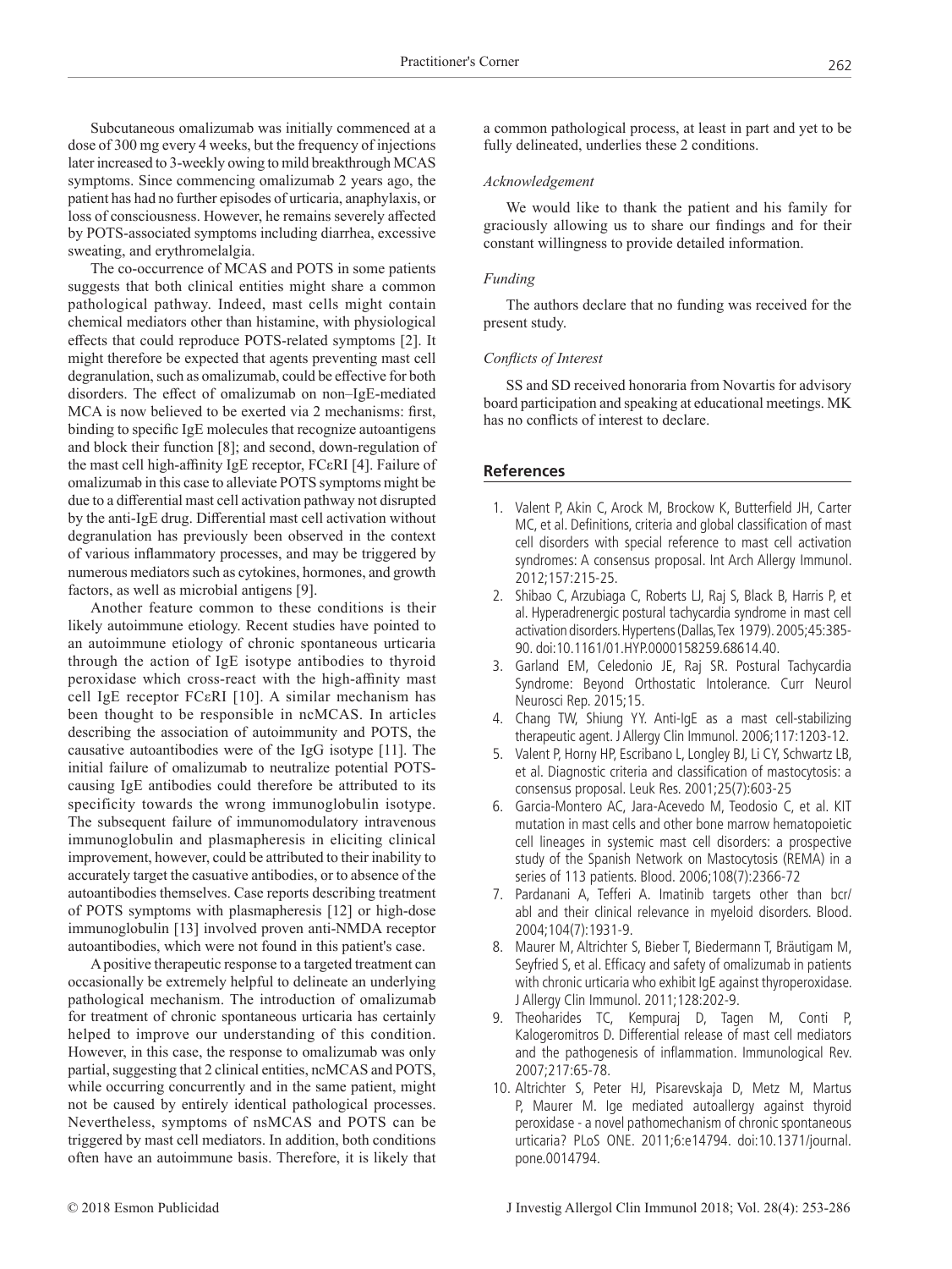Subcutaneous omalizumab was initially commenced at a dose of 300 mg every 4 weeks, but the frequency of injections later increased to 3-weekly owing to mild breakthrough MCAS symptoms. Since commencing omalizumab 2 years ago, the patient has had no further episodes of urticaria, anaphylaxis, or loss of consciousness. However, he remains severely affected by POTS-associated symptoms including diarrhea, excessive sweating, and erythromelalgia.

The co-occurrence of MCAS and POTS in some patients suggests that both clinical entities might share a common pathological pathway. Indeed, mast cells might contain chemical mediators other than histamine, with physiological effects that could reproduce POTS-related symptoms [2]. It might therefore be expected that agents preventing mast cell degranulation, such as omalizumab, could be effective for both disorders. The effect of omalizumab on non–IgE-mediated MCA is now believed to be exerted via 2 mechanisms: first, binding to specific IgE molecules that recognize autoantigens and block their function [8]; and second, down-regulation of the mast cell high-affinity IgE receptor, FCεRI [4]. Failure of omalizumab in this case to alleviate POTS symptoms might be due to a differential mast cell activation pathway not disrupted by the anti-IgE drug. Differential mast cell activation without degranulation has previously been observed in the context of various inflammatory processes, and may be triggered by numerous mediators such as cytokines, hormones, and growth factors, as well as microbial antigens [9].

Another feature common to these conditions is their likely autoimmune etiology. Recent studies have pointed to an autoimmune etiology of chronic spontaneous urticaria through the action of IgE isotype antibodies to thyroid peroxidase which cross-react with the high-affinity mast cell IgE receptor FCεRI [10]. A similar mechanism has been thought to be responsible in ncMCAS. In articles describing the association of autoimmunity and POTS, the causative autoantibodies were of the IgG isotype [11]. The initial failure of omalizumab to neutralize potential POTS-causing IgE antibodies could therefore be attributed to its specificity towards the wrong immunoglobulin isotype. The subsequent failure of immunomodulatory intravenous immunoglobulin and plasmapheresis in eliciting clinical improvement, however, could be attributed to their inability to accurately target the casuative antibodies, or to absence of the autoantibodies themselves. Case reports describing treatment of POTS symptoms with plasmapheresis [12] or high-dose immunoglobulin [13] involved proven anti-NMDA receptor autoantibodies, which were not found in this patient's case.

A positive therapeutic response to a targeted treatment can occasionally be extremely helpful to delineate an underlying pathological mechanism. The introduction of omalizumab for treatment of chronic spontaneous urticaria has certainly helped to improve our understanding of this condition. However, in this case, the response to omalizumab was only partial, suggesting that 2 clinical entities, ncMCAS and POTS, while occurring concurrently and in the same patient, might not be caused by entirely identical pathological processes. Nevertheless, symptoms of nsMCAS and POTS can be triggered by mast cell mediators. In addition, both conditions often have an autoimmune basis. Therefore, it is likely that a common pathological process, at least in part and yet to be fully delineated, underlies these 2 conditions.

*Acknowledgement*

We would like to thank the patient and his family for graciously allowing us to share our findings and for their constant willingness to provide detailed information.

*Funding*

The authors declare that no funding was received for the present study.

*Conflicts of Interest*

SS and SD received honoraria from Novartis for advisory board participation and speaking at educational meetings. MK has no conflicts of interest to declare.

## References

1. Valent P, Akin C, Arock M, Brockow K, Butterfield JH, Carter MC, et al. Definitions, criteria and global classification of mast cell disorders with special reference to mast cell activation syndromes: A consensus proposal. Int Arch Allergy Immunol. 2012;157:215-25.
2. Shibao C, Arzubiaga C, Roberts LJ, Raj S, Black B, Harris P, et al. Hyperadrenergic postural tachycardia syndrome in mast cell activation disorders. Hypertens (Dallas, Tex 1979). 2005;45:385-90. doi:10.1161/01.HYP.0000158259.68614.40.
3. Garland EM, Celedonio JE, Raj SR. Postural Tachycardia Syndrome: Beyond Orthostatic Intolerance. Curr Neurol Neurosci Rep. 2015;15.
4. Chang TW, Shiung YY. Anti-IgE as a mast cell-stabilizing therapeutic agent. J Allergy Clin Immunol. 2006;117:1203-12.
5. Valent P, Horny HP, Escribano L, Longley BJ, Li CY, Schwartz LB, et al. Diagnostic criteria and classification of mastocytosis: a consensus proposal. Leuk Res. 2001;25(7):603-25
6. Garcia-Montero AC, Jara-Acevedo M, Teodosio C, et al. KIT mutation in mast cells and other bone marrow hematopoietic cell lineages in systemic mast cell disorders: a prospective study of the Spanish Network on Mastocytosis (REMA) in a series of 113 patients. Blood. 2006;108(7):2366-72
7. Pardanani A, Tefferi A. Imatinib targets other than bcr/abl and their clinical relevance in myeloid disorders. Blood. 2004;104(7):1931-9.
8. Maurer M, Altrichter S, Bieber T, Biedermann T, Bräutigam M, Seyfried S, et al. Efficacy and safety of omalizumab in patients with chronic urticaria who exhibit IgE against thyroperoxidase. J Allergy Clin Immunol. 2011;128:202-9.
9. Theoharides TC, Kempuraj D, Tagen M, Conti P, Kalogeromitros D. Differential release of mast cell mediators and the pathogenesis of inflammation. Immunological Rev. 2007;217:65-78.
10. Altrichter S, Peter HJ, Pisarevskaja D, Metz M, Martus P, Maurer M. Ige mediated autoallergy against thyroid peroxidase - a novel pathomechanism of chronic spontaneous urticaria? PLoS ONE. 2011;6:e14794. doi:10.1371/journal.pone.0014794.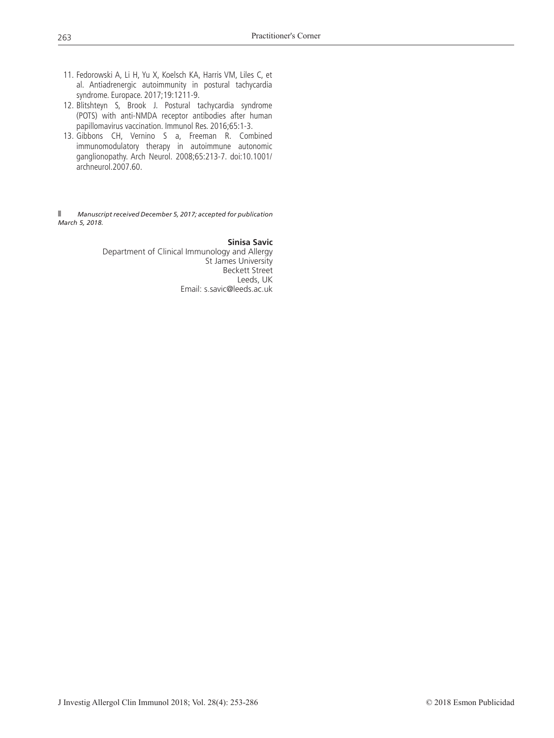11. Fedorowski A, Li H, Yu X, Koelsch KA, Harris VM, Liles C, et al. Antiadrenergic autoimmunity in postural tachycardia syndrome. Europace. 2017;19:1211-9.
12. Blitshteyn S, Brook J. Postural tachycardia syndrome (POTS) with anti-NMDA receptor antibodies after human papillomavirus vaccination. Immunol Res. 2016;65:1-3.
13. Gibbons CH, Vernino S a, Freeman R. Combined immunomodulatory therapy in autoimmune autonomic ganglionopathy. Arch Neurol. 2008;65:213-7. doi:10.1001/archneurol.2007.60.

*Manuscript received December 5, 2017; accepted for publication March 5, 2018.*

**Sinisa Savic**
Department of Clinical Immunology and Allergy
St James University
Beckett Street
Leeds, UK
Email: s.savic@leeds.ac.uk